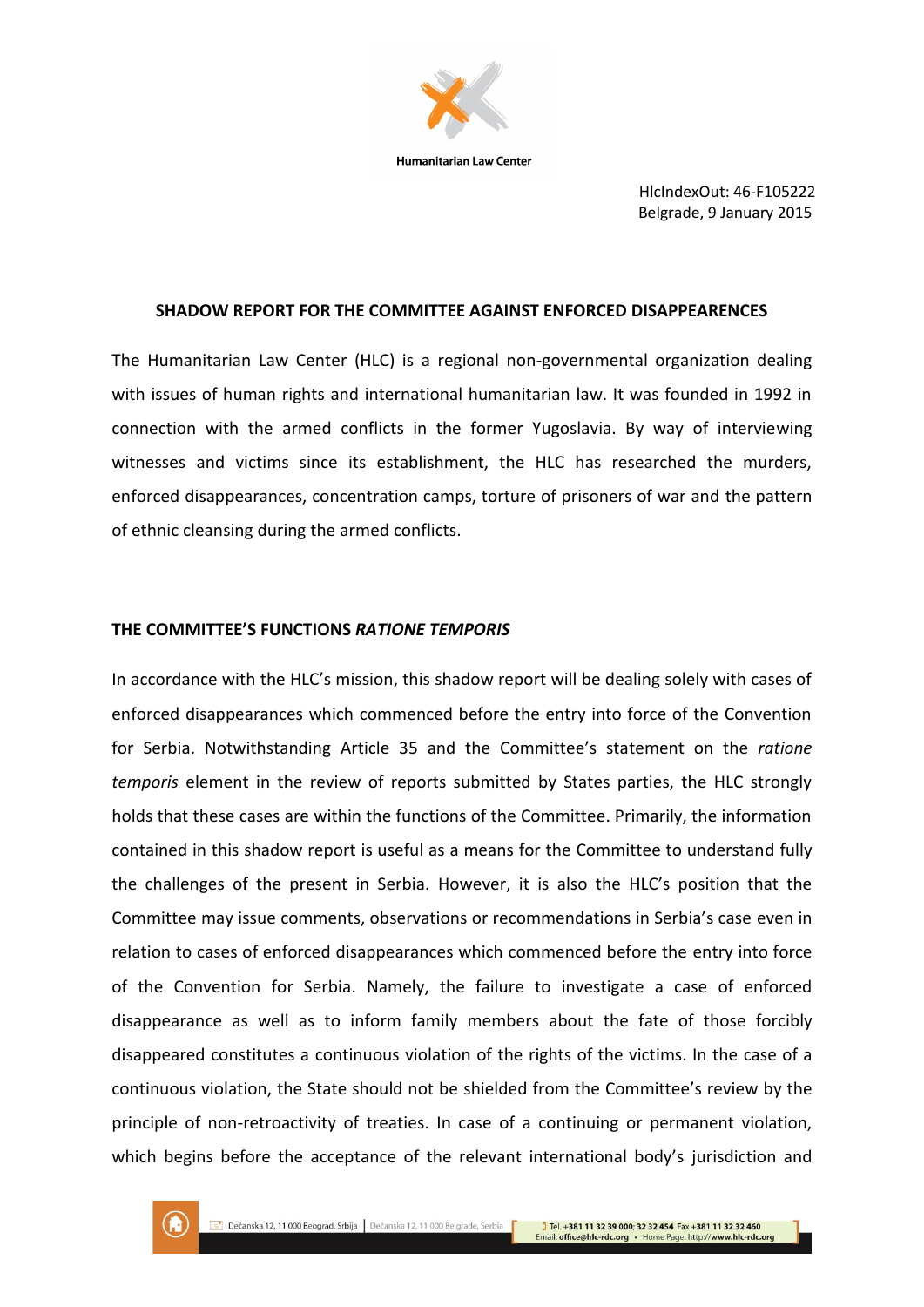Humanitarian Law Center

HlcIndexOut: 46-F105222
Belgrade, 9 January 2015

## SHADOW REPORT FOR THE COMMITTEE AGAINST ENFORCED DISAPPEARENCES

The Humanitarian Law Center (HLC) is a regional non-governmental organization dealing with issues of human rights and international humanitarian law. It was founded in 1992 in connection with the armed conflicts in the former Yugoslavia. By way of interviewing witnesses and victims since its establishment, the HLC has researched the murders, enforced disappearances, concentration camps, torture of prisoners of war and the pattern of ethnic cleansing during the armed conflicts.

### THE COMMITTEE'S FUNCTIONS *RATIONE TEMPORIS*

In accordance with the HLC's mission, this shadow report will be dealing solely with cases of enforced disappearances which commenced before the entry into force of the Convention for Serbia. Notwithstanding Article 35 and the Committee's statement on the *ratione temporis* element in the review of reports submitted by States parties, the HLC strongly holds that these cases are within the functions of the Committee. Primarily, the information contained in this shadow report is useful as a means for the Committee to understand fully the challenges of the present in Serbia. However, it is also the HLC's position that the Committee may issue comments, observations or recommendations in Serbia's case even in relation to cases of enforced disappearances which commenced before the entry into force of the Convention for Serbia. Namely, the failure to investigate a case of enforced disappearance as well as to inform family members about the fate of those forcibly disappeared constitutes a continuous violation of the rights of the victims. In the case of a continuous violation, the State should not be shielded from the Committee's review by the principle of non-retroactivity of treaties. In case of a continuing or permanent violation, which begins before the acceptance of the relevant international body's jurisdiction and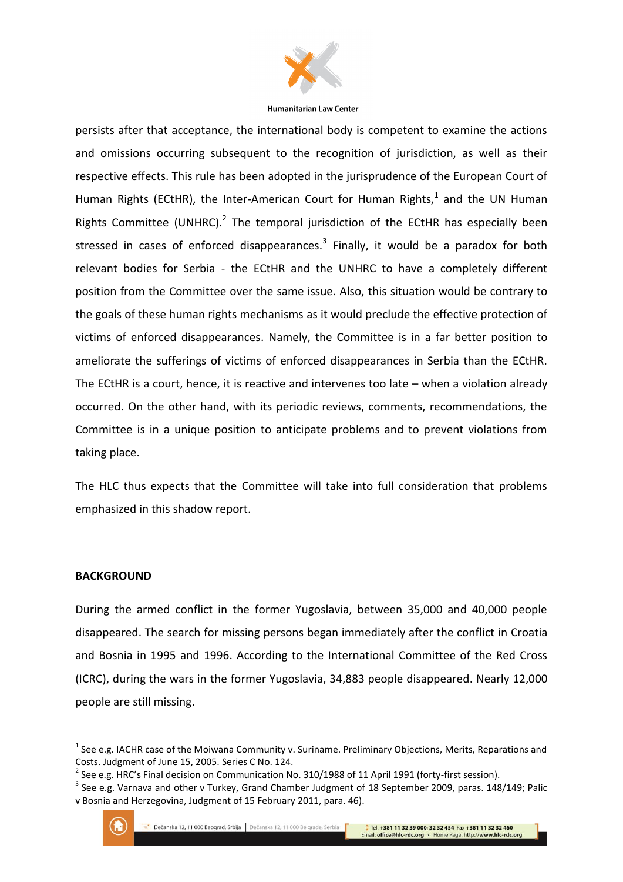persists after that acceptance, the international body is competent to examine the actions and omissions occurring subsequent to the recognition of jurisdiction, as well as their respective effects. This rule has been adopted in the jurisprudence of the European Court of Human Rights (ECtHR), the Inter-American Court for Human Rights,[1] and the UN Human Rights Committee (UNHRC).[2] The temporal jurisdiction of the ECtHR has especially been stressed in cases of enforced disappearances.[3] Finally, it would be a paradox for both relevant bodies for Serbia - the ECtHR and the UNHRC to have a completely different position from the Committee over the same issue. Also, this situation would be contrary to the goals of these human rights mechanisms as it would preclude the effective protection of victims of enforced disappearances. Namely, the Committee is in a far better position to ameliorate the sufferings of victims of enforced disappearances in Serbia than the ECtHR. The ECtHR is a court, hence, it is reactive and intervenes too late – when a violation already occurred. On the other hand, with its periodic reviews, comments, recommendations, the Committee is in a unique position to anticipate problems and to prevent violations from taking place.

The HLC thus expects that the Committee will take into full consideration that problems emphasized in this shadow report.

**BACKGROUND**

During the armed conflict in the former Yugoslavia, between 35,000 and 40,000 people disappeared. The search for missing persons began immediately after the conflict in Croatia and Bosnia in 1995 and 1996. According to the International Committee of the Red Cross (ICRC), during the wars in the former Yugoslavia, 34,883 people disappeared. Nearly 12,000 people are still missing.

---

[1] See e.g. IACHR case of the Moiwana Community v. Suriname. Preliminary Objections, Merits, Reparations and Costs. Judgment of June 15, 2005. Series C No. 124.

[2] See e.g. HRC's Final decision on Communication No. 310/1988 of 11 April 1991 (forty-first session).

[3] See e.g. Varnava and other v Turkey, Grand Chamber Judgment of 18 September 2009, paras. 148/149; Palic v Bosnia and Herzegovina, Judgment of 15 February 2011, para. 46).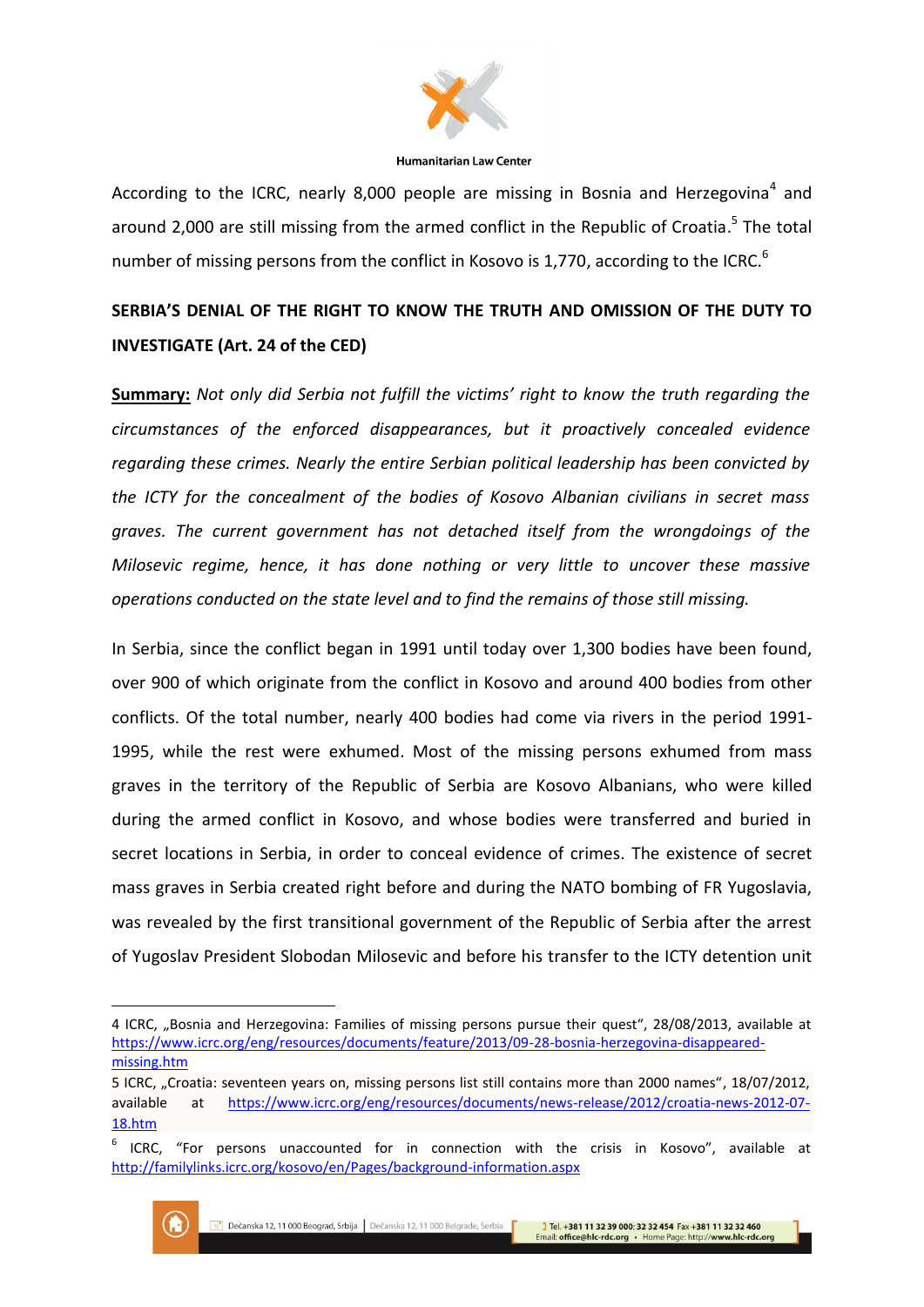According to the ICRC, nearly 8,000 people are missing in Bosnia and Herzegovina[4] and around 2,000 are still missing from the armed conflict in the Republic of Croatia.[5] The total number of missing persons from the conflict in Kosovo is 1,770, according to the ICRC.[6]

**SERBIA'S DENIAL OF THE RIGHT TO KNOW THE TRUTH AND OMISSION OF THE DUTY TO INVESTIGATE (Art. 24 of the CED)**

**Summary:** *Not only did Serbia not fulfill the victims' right to know the truth regarding the circumstances of the enforced disappearances, but it proactively concealed evidence regarding these crimes. Nearly the entire Serbian political leadership has been convicted by the ICTY for the concealment of the bodies of Kosovo Albanian civilians in secret mass graves. The current government has not detached itself from the wrongdoings of the Milosevic regime, hence, it has done nothing or very little to uncover these massive operations conducted on the state level and to find the remains of those still missing.*

In Serbia, since the conflict began in 1991 until today over 1,300 bodies have been found, over 900 of which originate from the conflict in Kosovo and around 400 bodies from other conflicts. Of the total number, nearly 400 bodies had come via rivers in the period 1991-1995, while the rest were exhumed. Most of the missing persons exhumed from mass graves in the territory of the Republic of Serbia are Kosovo Albanians, who were killed during the armed conflict in Kosovo, and whose bodies were transferred and buried in secret locations in Serbia, in order to conceal evidence of crimes. The existence of secret mass graves in Serbia created right before and during the NATO bombing of FR Yugoslavia, was revealed by the first transitional government of the Republic of Serbia after the arrest of Yugoslav President Slobodan Milosevic and before his transfer to the ICTY detention unit

---

4 ICRC, „Bosnia and Herzegovina: Families of missing persons pursue their quest", 28/08/2013, available at https://www.icrc.org/eng/resources/documents/feature/2013/09-28-bosnia-herzegovina-disappeared-missing.htm

5 ICRC, „Croatia: seventeen years on, missing persons list still contains more than 2000 names", 18/07/2012, available at https://www.icrc.org/eng/resources/documents/news-release/2012/croatia-news-2012-07-18.htm

6 ICRC, "For persons unaccounted for in connection with the crisis in Kosovo", available at http://familylinks.icrc.org/kosovo/en/Pages/background-information.aspx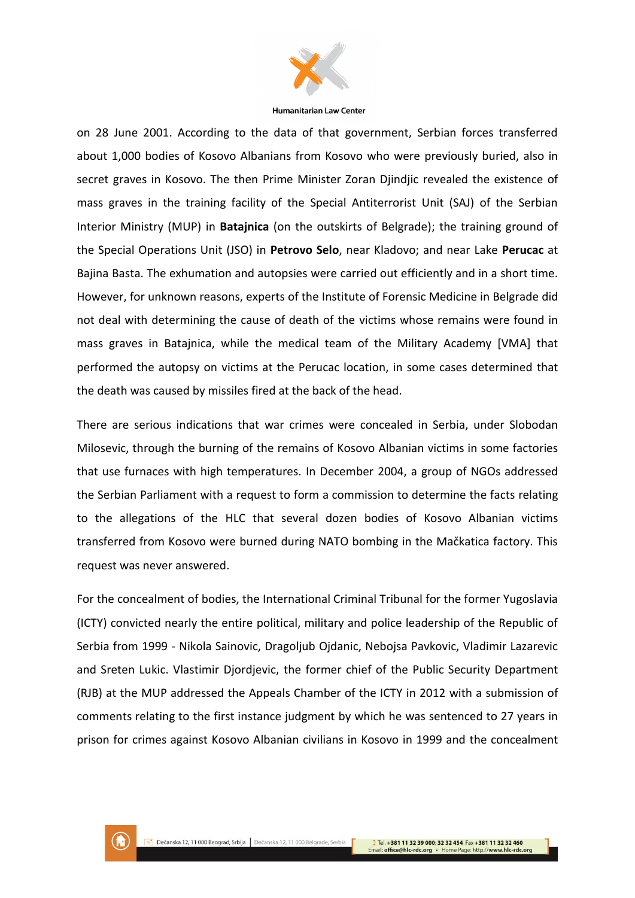on 28 June 2001. According to the data of that government, Serbian forces transferred about 1,000 bodies of Kosovo Albanians from Kosovo who were previously buried, also in secret graves in Kosovo. The then Prime Minister Zoran Djindjic revealed the existence of mass graves in the training facility of the Special Antiterrorist Unit (SAJ) of the Serbian Interior Ministry (MUP) in **Batajnica** (on the outskirts of Belgrade); the training ground of the Special Operations Unit (JSO) in **Petrovo Selo**, near Kladovo; and near Lake **Perucac** at Bajina Basta. The exhumation and autopsies were carried out efficiently and in a short time. However, for unknown reasons, experts of the Institute of Forensic Medicine in Belgrade did not deal with determining the cause of death of the victims whose remains were found in mass graves in Batajnica, while the medical team of the Military Academy [VMA] that performed the autopsy on victims at the Perucac location, in some cases determined that the death was caused by missiles fired at the back of the head.

There are serious indications that war crimes were concealed in Serbia, under Slobodan Milosevic, through the burning of the remains of Kosovo Albanian victims in some factories that use furnaces with high temperatures. In December 2004, a group of NGOs addressed the Serbian Parliament with a request to form a commission to determine the facts relating to the allegations of the HLC that several dozen bodies of Kosovo Albanian victims transferred from Kosovo were burned during NATO bombing in the Mačkatica factory. This request was never answered.

For the concealment of bodies, the International Criminal Tribunal for the former Yugoslavia (ICTY) convicted nearly the entire political, military and police leadership of the Republic of Serbia from 1999 - Nikola Sainovic, Dragoljub Ojdanic, Nebojsa Pavkovic, Vladimir Lazarevic and Sreten Lukic. Vlastimir Djordjevic, the former chief of the Public Security Department (RJB) at the MUP addressed the Appeals Chamber of the ICTY in 2012 with a submission of comments relating to the first instance judgment by which he was sentenced to 27 years in prison for crimes against Kosovo Albanian civilians in Kosovo in 1999 and the concealment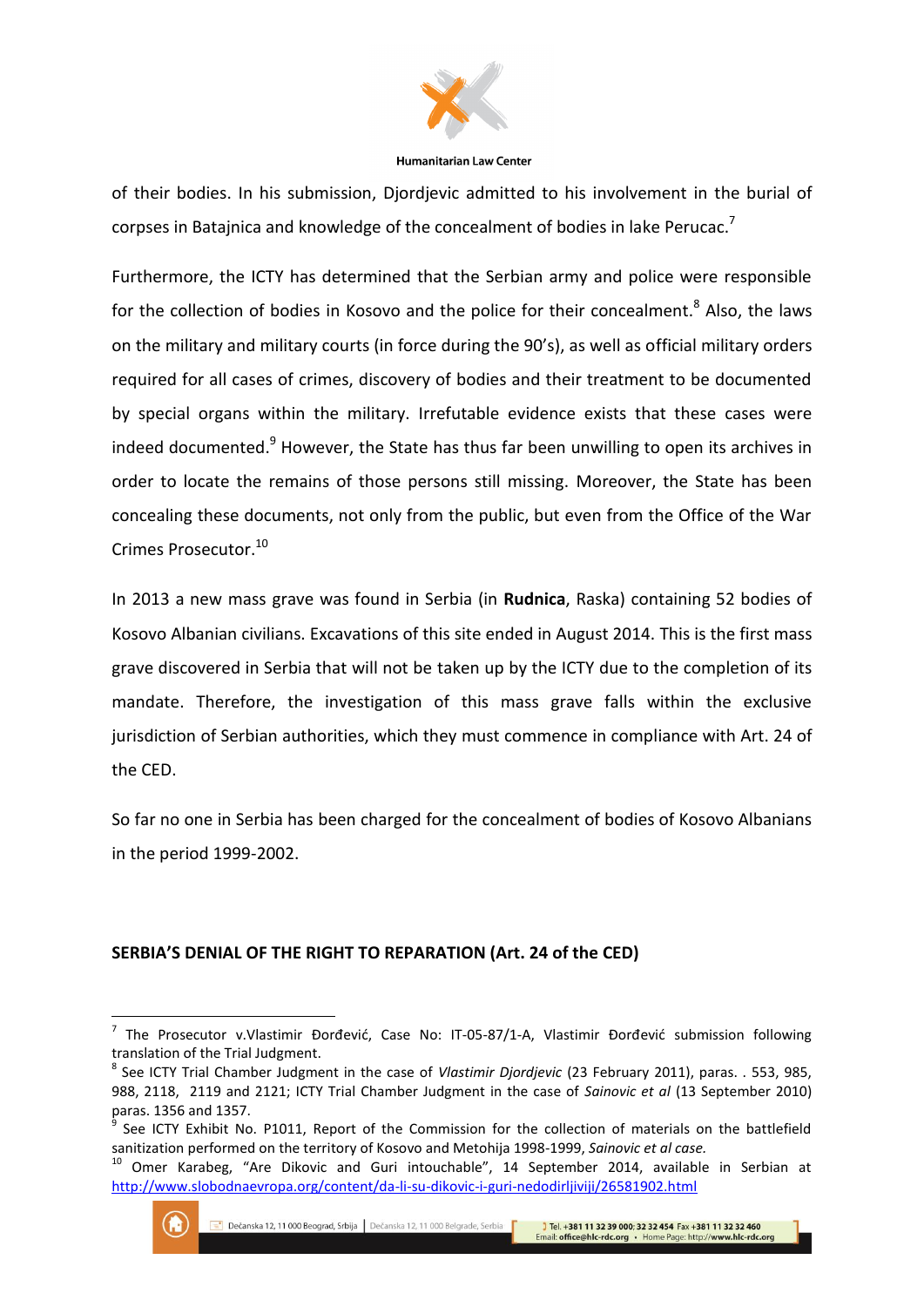of their bodies. In his submission, Djordjevic admitted to his involvement in the burial of corpses in Batajnica and knowledge of the concealment of bodies in lake Perucac.[7]

Furthermore, the ICTY has determined that the Serbian army and police were responsible for the collection of bodies in Kosovo and the police for their concealment.[8] Also, the laws on the military and military courts (in force during the 90's), as well as official military orders required for all cases of crimes, discovery of bodies and their treatment to be documented by special organs within the military. Irrefutable evidence exists that these cases were indeed documented.[9] However, the State has thus far been unwilling to open its archives in order to locate the remains of those persons still missing. Moreover, the State has been concealing these documents, not only from the public, but even from the Office of the War Crimes Prosecutor.[10]

In 2013 a new mass grave was found in Serbia (in **Rudnica**, Raska) containing 52 bodies of Kosovo Albanian civilians. Excavations of this site ended in August 2014. This is the first mass grave discovered in Serbia that will not be taken up by the ICTY due to the completion of its mandate. Therefore, the investigation of this mass grave falls within the exclusive jurisdiction of Serbian authorities, which they must commence in compliance with Art. 24 of the CED.

So far no one in Serbia has been charged for the concealment of bodies of Kosovo Albanians in the period 1999-2002.

## SERBIA'S DENIAL OF THE RIGHT TO REPARATION (Art. 24 of the CED)

---

[7] The Prosecutor v.Vlastimir Đorđević, Case No: IT-05-87/1-A, Vlastimir Đorđević submission following translation of the Trial Judgment.

[8] See ICTY Trial Chamber Judgment in the case of *Vlastimir Djordjevic* (23 February 2011), paras. . 553, 985, 988, 2118, 2119 and 2121; ICTY Trial Chamber Judgment in the case of *Sainovic et al* (13 September 2010) paras. 1356 and 1357.

[9] See ICTY Exhibit No. P1011, Report of the Commission for the collection of materials on the battlefield sanitization performed on the territory of Kosovo and Metohija 1998-1999, *Sainovic et al case.*

[10] Omer Karabeg, "Are Dikovic and Guri intouchable", 14 September 2014, available in Serbian at http://www.slobodnaevropa.org/content/da-li-su-dikovic-i-guri-nedodirljiviji/26581902.html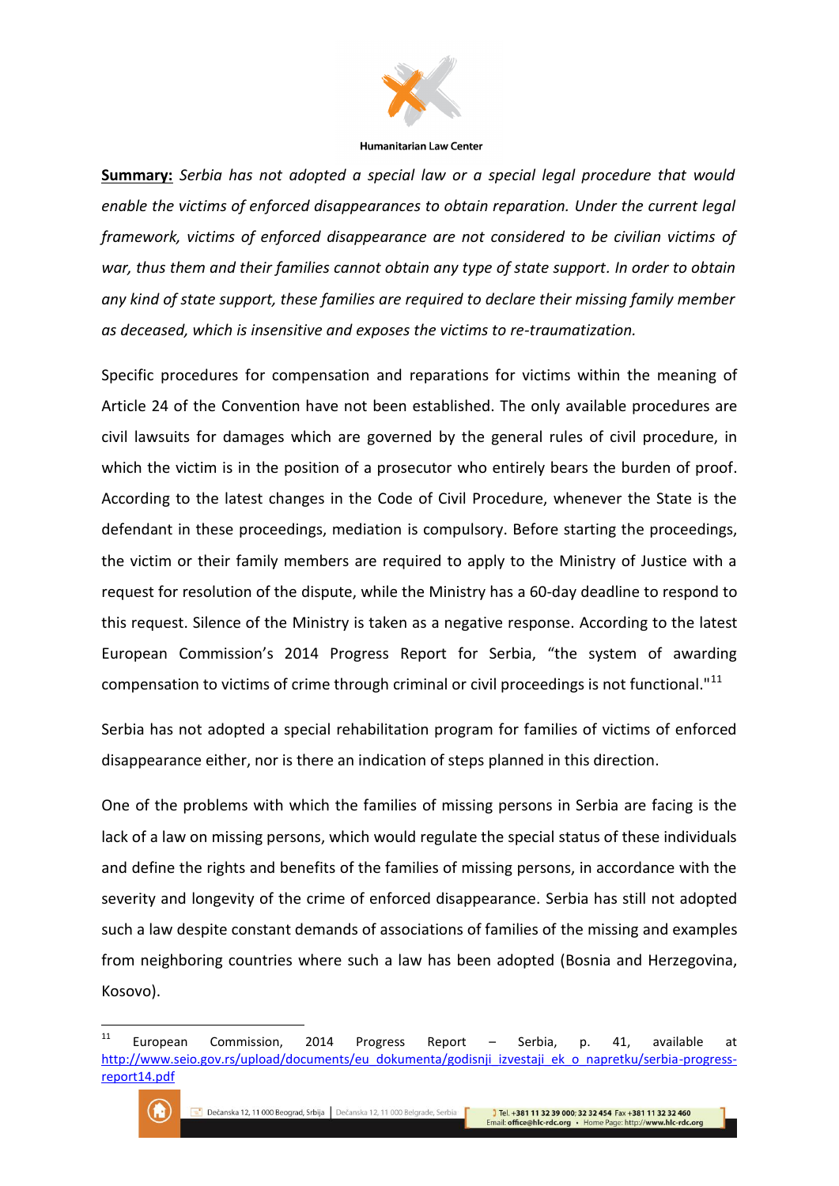**Summary:** *Serbia has not adopted a special law or a special legal procedure that would enable the victims of enforced disappearances to obtain reparation. Under the current legal framework, victims of enforced disappearance are not considered to be civilian victims of war, thus them and their families cannot obtain any type of state support. In order to obtain any kind of state support, these families are required to declare their missing family member as deceased, which is insensitive and exposes the victims to re-traumatization.*

Specific procedures for compensation and reparations for victims within the meaning of Article 24 of the Convention have not been established. The only available procedures are civil lawsuits for damages which are governed by the general rules of civil procedure, in which the victim is in the position of a prosecutor who entirely bears the burden of proof. According to the latest changes in the Code of Civil Procedure, whenever the State is the defendant in these proceedings, mediation is compulsory. Before starting the proceedings, the victim or their family members are required to apply to the Ministry of Justice with a request for resolution of the dispute, while the Ministry has a 60-day deadline to respond to this request. Silence of the Ministry is taken as a negative response. According to the latest European Commission's 2014 Progress Report for Serbia, "the system of awarding compensation to victims of crime through criminal or civil proceedings is not functional."[11]

Serbia has not adopted a special rehabilitation program for families of victims of enforced disappearance either, nor is there an indication of steps planned in this direction.

One of the problems with which the families of missing persons in Serbia are facing is the lack of a law on missing persons, which would regulate the special status of these individuals and define the rights and benefits of the families of missing persons, in accordance with the severity and longevity of the crime of enforced disappearance. Serbia has still not adopted such a law despite constant demands of associations of families of the missing and examples from neighboring countries where such a law has been adopted (Bosnia and Herzegovina, Kosovo).

---

[11] European Commission, 2014 Progress Report – Serbia, p. 41, available at http://www.seio.gov.rs/upload/documents/eu_dokumenta/godisnji_izvestaji_ek_o_napretku/serbia-progress-report14.pdf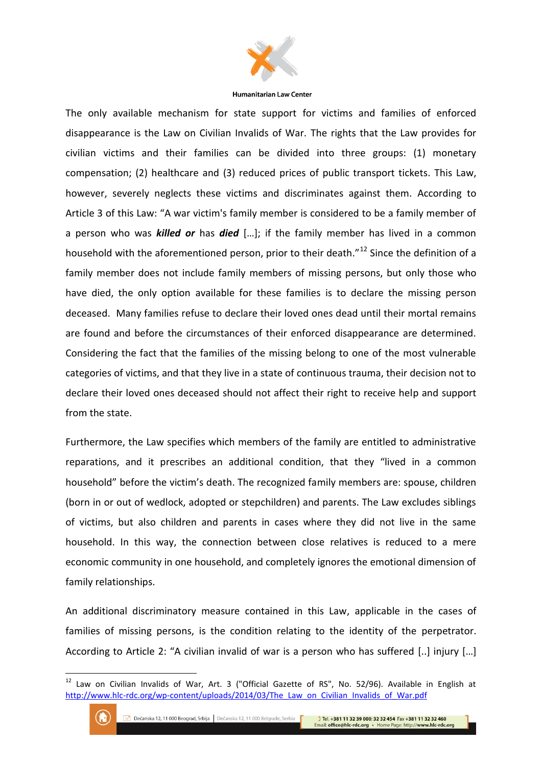The only available mechanism for state support for victims and families of enforced disappearance is the Law on Civilian Invalids of War. The rights that the Law provides for civilian victims and their families can be divided into three groups: (1) monetary compensation; (2) healthcare and (3) reduced prices of public transport tickets. This Law, however, severely neglects these victims and discriminates against them. According to Article 3 of this Law: "A war victim's family member is considered to be a family member of a person who was ***killed or*** has ***died*** […]; if the family member has lived in a common household with the aforementioned person, prior to their death."[12] Since the definition of a family member does not include family members of missing persons, but only those who have died, the only option available for these families is to declare the missing person deceased. Many families refuse to declare their loved ones dead until their mortal remains are found and before the circumstances of their enforced disappearance are determined. Considering the fact that the families of the missing belong to one of the most vulnerable categories of victims, and that they live in a state of continuous trauma, their decision not to declare their loved ones deceased should not affect their right to receive help and support from the state.

Furthermore, the Law specifies which members of the family are entitled to administrative reparations, and it prescribes an additional condition, that they "lived in a common household" before the victim's death. The recognized family members are: spouse, children (born in or out of wedlock, adopted or stepchildren) and parents. The Law excludes siblings of victims, but also children and parents in cases where they did not live in the same household. In this way, the connection between close relatives is reduced to a mere economic community in one household, and completely ignores the emotional dimension of family relationships.

An additional discriminatory measure contained in this Law, applicable in the cases of families of missing persons, is the condition relating to the identity of the perpetrator. According to Article 2: "A civilian invalid of war is a person who has suffered [..] injury […]

---

[12] Law on Civilian Invalids of War, Art. 3 ("Official Gazette of RS", No. 52/96). Available in English at http://www.hlc-rdc.org/wp-content/uploads/2014/03/The_Law_on_Civilian_Invalids_of_War.pdf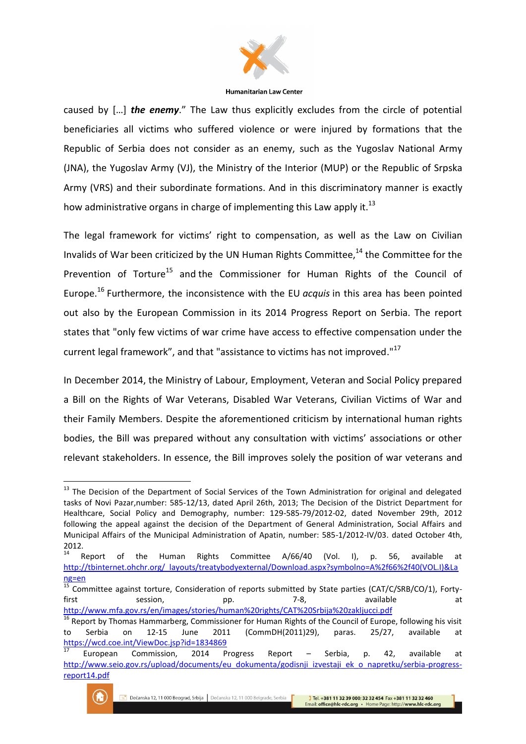caused by […] ***the enemy***." The Law thus explicitly excludes from the circle of potential beneficiaries all victims who suffered violence or were injured by formations that the Republic of Serbia does not consider as an enemy, such as the Yugoslav National Army (JNA), the Yugoslav Army (VJ), the Ministry of the Interior (MUP) or the Republic of Srpska Army (VRS) and their subordinate formations. And in this discriminatory manner is exactly how administrative organs in charge of implementing this Law apply it.[13]

The legal framework for victims' right to compensation, as well as the Law on Civilian Invalids of War been criticized by the UN Human Rights Committee,[14] the Committee for the Prevention of Torture[15] and the Commissioner for Human Rights of the Council of Europe.[16] Furthermore, the inconsistence with the EU *acquis* in this area has been pointed out also by the European Commission in its 2014 Progress Report on Serbia. The report states that "only few victims of war crime have access to effective compensation under the current legal framework", and that "assistance to victims has not improved."[17]

In December 2014, the Ministry of Labour, Employment, Veteran and Social Policy prepared a Bill on the Rights of War Veterans, Disabled War Veterans, Civilian Victims of War and their Family Members. Despite the aforementioned criticism by international human rights bodies, the Bill was prepared without any consultation with victims' associations or other relevant stakeholders. In essence, the Bill improves solely the position of war veterans and

---

[13] The Decision of the Department of Social Services of the Town Administration for original and delegated tasks of Novi Pazar,number: 585-12/13, dated April 26th, 2013; The Decision of the District Department for Healthcare, Social Policy and Demography, number: 129-585-79/2012-02, dated November 29th, 2012 following the appeal against the decision of the Department of General Administration, Social Affairs and Municipal Affairs of the Municipal Administration of Apatin, number: 585-1/2012-IV/03. dated October 4th, 2012.

[14] Report of the Human Rights Committee A/66/40 (Vol. I), p. 56, available at http://tbinternet.ohchr.org/_layouts/treatybodyexternal/Download.aspx?symbolno=A%2f66%2f40(VOL.I)&Lang=en

[15] Committee against torture, Consideration of reports submitted by State parties (CAT/C/SRB/CO/1), Forty-first session, pp. 7-8, available at http://www.mfa.gov.rs/en/images/stories/human%20rights/CAT%20Srbija%20zakljucci.pdf

[16] Report by Thomas Hammarberg, Commissioner for Human Rights of the Council of Europe, following his visit to Serbia on 12-15 June 2011 (CommDH(2011)29), paras. 25/27, available at https://wcd.coe.int/ViewDoc.jsp?id=1834869

[17] European Commission, 2014 Progress Report – Serbia, p. 42, available at http://www.seio.gov.rs/upload/documents/eu_dokumenta/godisnji_izvestaji_ek_o_napretku/serbia-progress-report14.pdf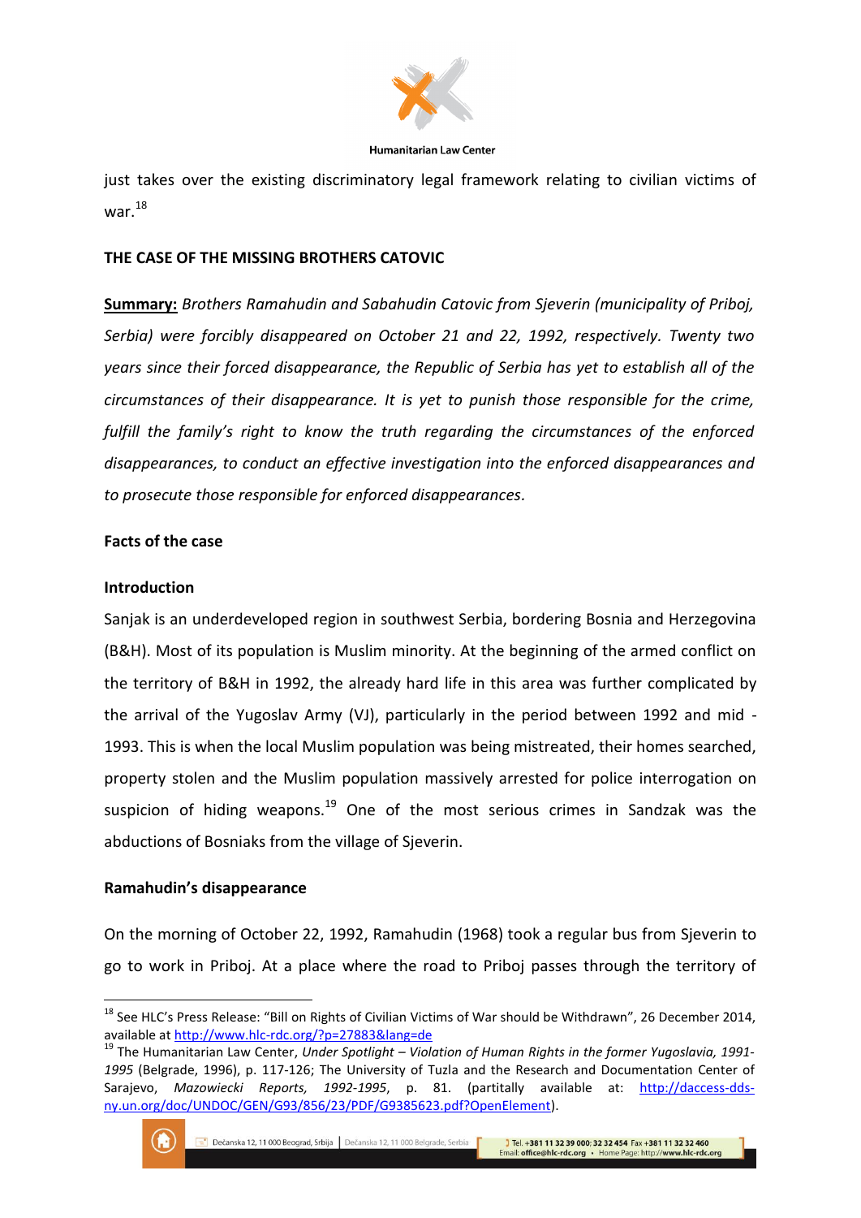just takes over the existing discriminatory legal framework relating to civilian victims of war.[18]

**THE CASE OF THE MISSING BROTHERS CATOVIC**

**Summary:** *Brothers Ramahudin and Sabahudin Catovic from Sjeverin (municipality of Priboj, Serbia) were forcibly disappeared on October 21 and 22, 1992, respectively. Twenty two years since their forced disappearance, the Republic of Serbia has yet to establish all of the circumstances of their disappearance. It is yet to punish those responsible for the crime, fulfill the family's right to know the truth regarding the circumstances of the enforced disappearances, to conduct an effective investigation into the enforced disappearances and to prosecute those responsible for enforced disappearances.*

**Facts of the case**

**Introduction**

Sanjak is an underdeveloped region in southwest Serbia, bordering Bosnia and Herzegovina (B&H). Most of its population is Muslim minority. At the beginning of the armed conflict on the territory of B&H in 1992, the already hard life in this area was further complicated by the arrival of the Yugoslav Army (VJ), particularly in the period between 1992 and mid - 1993. This is when the local Muslim population was being mistreated, their homes searched, property stolen and the Muslim population massively arrested for police interrogation on suspicion of hiding weapons.[19] One of the most serious crimes in Sandzak was the abductions of Bosniaks from the village of Sjeverin.

**Ramahudin's disappearance**

On the morning of October 22, 1992, Ramahudin (1968) took a regular bus from Sjeverin to go to work in Priboj. At a place where the road to Priboj passes through the territory of

---

[18] See HLC's Press Release: "Bill on Rights of Civilian Victims of War should be Withdrawn", 26 December 2014, available at http://www.hlc-rdc.org/?p=27883&lang=de

[19] The Humanitarian Law Center, *Under Spotlight – Violation of Human Rights in the former Yugoslavia, 1991-1995* (Belgrade, 1996), p. 117-126; The University of Tuzla and the Research and Documentation Center of Sarajevo, *Mazowiecki Reports, 1992-1995*, p. 81. (partitally available at: http://daccess-dds-ny.un.org/doc/UNDOC/GEN/G93/856/23/PDF/G9385623.pdf?OpenElement).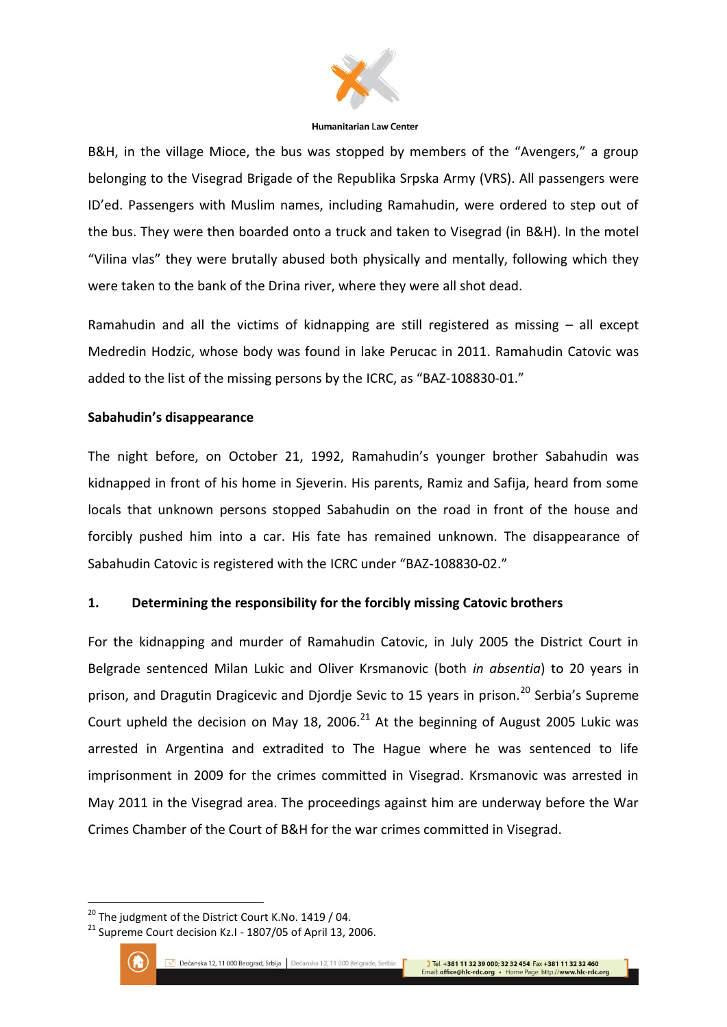B&H, in the village Mioce, the bus was stopped by members of the "Avengers," a group belonging to the Visegrad Brigade of the Republika Srpska Army (VRS). All passengers were ID'ed. Passengers with Muslim names, including Ramahudin, were ordered to step out of the bus. They were then boarded onto a truck and taken to Visegrad (in B&H). In the motel "Vilina vlas" they were brutally abused both physically and mentally, following which they were taken to the bank of the Drina river, where they were all shot dead.

Ramahudin and all the victims of kidnapping are still registered as missing – all except Medredin Hodzic, whose body was found in lake Perucac in 2011. Ramahudin Catovic was added to the list of the missing persons by the ICRC, as "BAZ-108830-01."

**Sabahudin's disappearance**

The night before, on October 21, 1992, Ramahudin's younger brother Sabahudin was kidnapped in front of his home in Sjeverin. His parents, Ramiz and Safija, heard from some locals that unknown persons stopped Sabahudin on the road in front of the house and forcibly pushed him into a car. His fate has remained unknown. The disappearance of Sabahudin Catovic is registered with the ICRC under "BAZ-108830-02."

## 1. Determining the responsibility for the forcibly missing Catovic brothers

For the kidnapping and murder of Ramahudin Catovic, in July 2005 the District Court in Belgrade sentenced Milan Lukic and Oliver Krsmanovic (both *in absentia*) to 20 years in prison, and Dragutin Dragicevic and Djordje Sevic to 15 years in prison.[20] Serbia's Supreme Court upheld the decision on May 18, 2006.[21] At the beginning of August 2005 Lukic was arrested in Argentina and extradited to The Hague where he was sentenced to life imprisonment in 2009 for the crimes committed in Visegrad. Krsmanovic was arrested in May 2011 in the Visegrad area. The proceedings against him are underway before the War Crimes Chamber of the Court of B&H for the war crimes committed in Visegrad.

---

[20] The judgment of the District Court K.No. 1419 / 04.

[21] Supreme Court decision Kz.I - 1807/05 of April 13, 2006.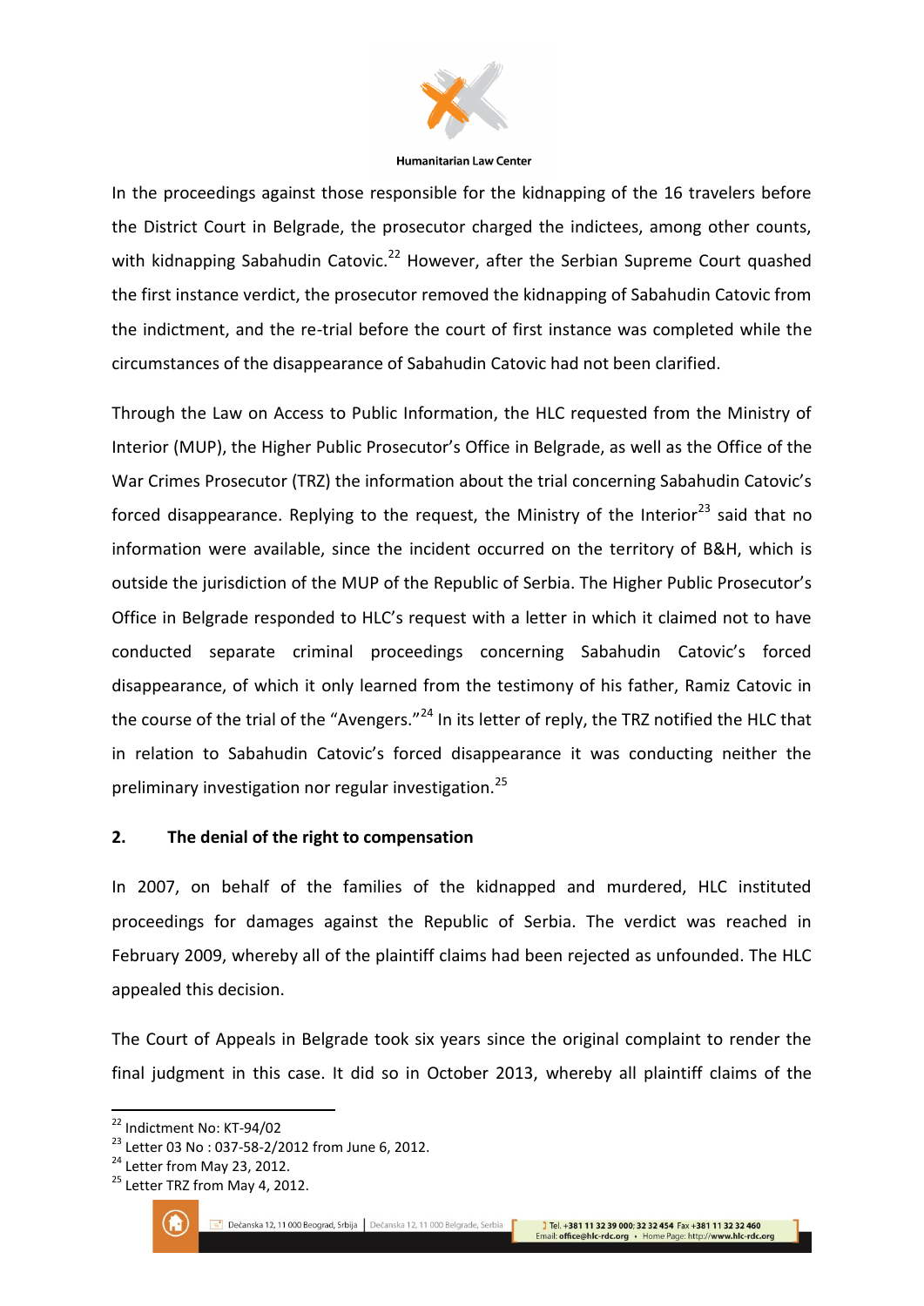In the proceedings against those responsible for the kidnapping of the 16 travelers before the District Court in Belgrade, the prosecutor charged the indictees, among other counts, with kidnapping Sabahudin Catovic.[22] However, after the Serbian Supreme Court quashed the first instance verdict, the prosecutor removed the kidnapping of Sabahudin Catovic from the indictment, and the re-trial before the court of first instance was completed while the circumstances of the disappearance of Sabahudin Catovic had not been clarified.

Through the Law on Access to Public Information, the HLC requested from the Ministry of Interior (MUP), the Higher Public Prosecutor's Office in Belgrade, as well as the Office of the War Crimes Prosecutor (TRZ) the information about the trial concerning Sabahudin Catovic's forced disappearance. Replying to the request, the Ministry of the Interior[23] said that no information were available, since the incident occurred on the territory of B&H, which is outside the jurisdiction of the MUP of the Republic of Serbia. The Higher Public Prosecutor's Office in Belgrade responded to HLC's request with a letter in which it claimed not to have conducted separate criminal proceedings concerning Sabahudin Catovic's forced disappearance, of which it only learned from the testimony of his father, Ramiz Catovic in the course of the trial of the "Avengers."[24] In its letter of reply, the TRZ notified the HLC that in relation to Sabahudin Catovic's forced disappearance it was conducting neither the preliminary investigation nor regular investigation.[25]

## 2. The denial of the right to compensation

In 2007, on behalf of the families of the kidnapped and murdered, HLC instituted proceedings for damages against the Republic of Serbia. The verdict was reached in February 2009, whereby all of the plaintiff claims had been rejected as unfounded. The HLC appealed this decision.

The Court of Appeals in Belgrade took six years since the original complaint to render the final judgment in this case. It did so in October 2013, whereby all plaintiff claims of the

[22] Indictment No: KT-94/02

[23] Letter 03 No : 037-58-2/2012 from June 6, 2012.

[24] Letter from May 23, 2012.

[25] Letter TRZ from May 4, 2012.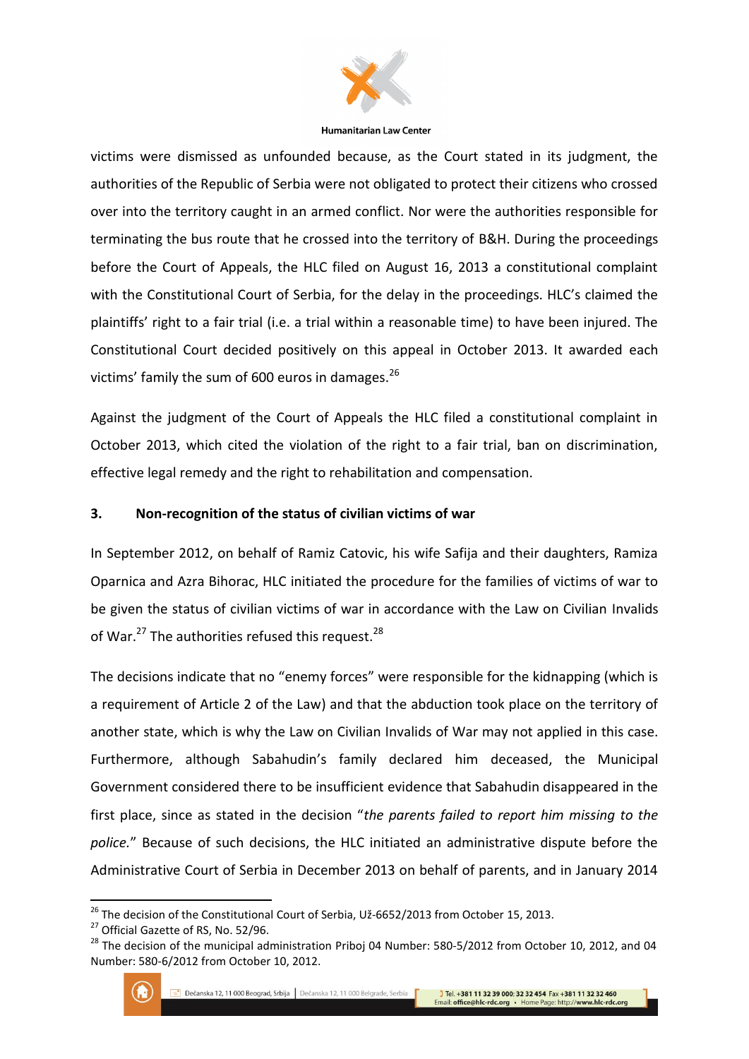victims were dismissed as unfounded because, as the Court stated in its judgment, the authorities of the Republic of Serbia were not obligated to protect their citizens who crossed over into the territory caught in an armed conflict. Nor were the authorities responsible for terminating the bus route that he crossed into the territory of B&H. During the proceedings before the Court of Appeals, the HLC filed on August 16, 2013 a constitutional complaint with the Constitutional Court of Serbia, for the delay in the proceedings. HLC's claimed the plaintiffs' right to a fair trial (i.e. a trial within a reasonable time) to have been injured. The Constitutional Court decided positively on this appeal in October 2013. It awarded each victims' family the sum of 600 euros in damages.[26]

Against the judgment of the Court of Appeals the HLC filed a constitutional complaint in October 2013, which cited the violation of the right to a fair trial, ban on discrimination, effective legal remedy and the right to rehabilitation and compensation.

### 3. Non-recognition of the status of civilian victims of war

In September 2012, on behalf of Ramiz Catovic, his wife Safija and their daughters, Ramiza Oparnica and Azra Bihorac, HLC initiated the procedure for the families of victims of war to be given the status of civilian victims of war in accordance with the Law on Civilian Invalids of War.[27] The authorities refused this request.[28]

The decisions indicate that no "enemy forces" were responsible for the kidnapping (which is a requirement of Article 2 of the Law) and that the abduction took place on the territory of another state, which is why the Law on Civilian Invalids of War may not applied in this case. Furthermore, although Sabahudin's family declared him deceased, the Municipal Government considered there to be insufficient evidence that Sabahudin disappeared in the first place, since as stated in the decision "*the parents failed to report him missing to the police.*" Because of such decisions, the HLC initiated an administrative dispute before the Administrative Court of Serbia in December 2013 on behalf of parents, and in January 2014

---

[26] The decision of the Constitutional Court of Serbia, Už-6652/2013 from October 15, 2013.

[27] Official Gazette of RS, No. 52/96.

[28] The decision of the municipal administration Priboj 04 Number: 580-5/2012 from October 10, 2012, and 04 Number: 580-6/2012 from October 10, 2012.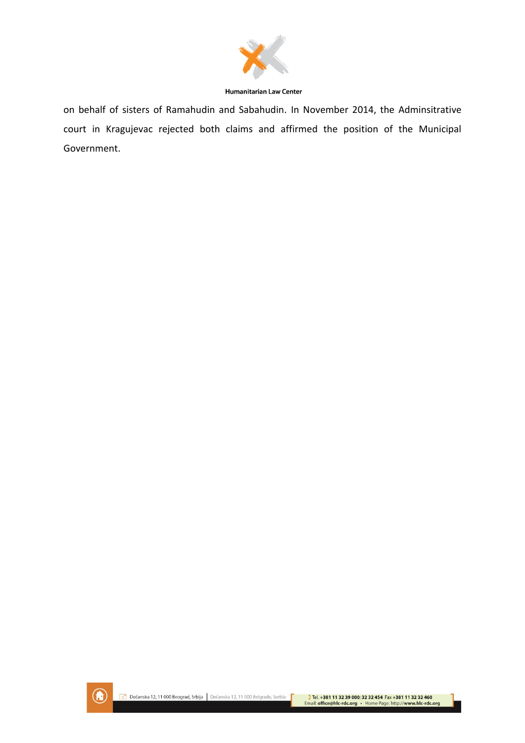on behalf of sisters of Ramahudin and Sabahudin. In November 2014, the Adminsitrative court in Kragujevac rejected both claims and affirmed the position of the Municipal Government.